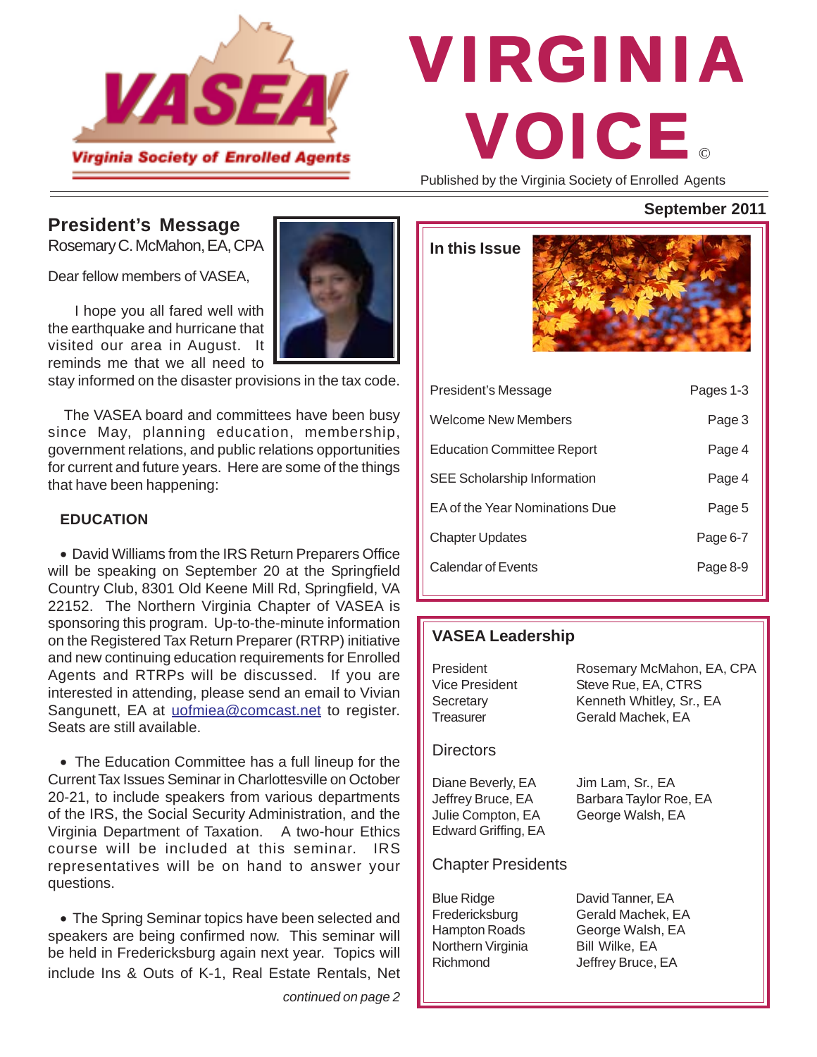# VIRGINIA VOICE©

Virginia Society of Enrolled Agents

Published by the Virginia Society of Enrolled Agents

September 2011

## President's Message

Rosemary C. McMahon, EA, CPA

Dear fellow members of VASEA,

I hope you all fared well with the earthquake and hurricane that visited our area in August. It reminds me that we all need to stay informed on the disaster provisions in the tax code.

The VASEA board and committees have been busy since May, planning education, membership, government relations, and public relations opportunities for current and future years. Here are some of the things that have been happening:

### EDUCATION

- David Williams from the IRS Return Preparers Office will be speaking on September 20 at the Springfield Country Club, 8301 Old Keene Mill Rd, Springfield, VA 22152. The Northern Virginia Chapter of VASEA is sponsoring this program. Up-to-the-minute information on the Registered Tax Return Preparer (RTRP) initiative and new continuing education requirements for Enrolled Agents and RTRPs will be discussed. If you are interested in attending, please send an email to Vivian Sangunett, EA at uofmiea@comcast.net to register. Seats are still available.

- The Education Committee has a full lineup for the Current Tax Issues Seminar in Charlottesville on October 20-21, to include speakers from various departments of the IRS, the Social Security Administration, and the Virginia Department of Taxation. A two-hour Ethics course will be included at this seminar. IRS representatives will be on hand to answer your questions.

- The Spring Seminar topics have been selected and speakers are being confirmed now. This seminar will be held in Fredericksburg again next year. Topics will include Ins & Outs of K-1, Real Estate Rentals, Net

*continued on page 2*

## In this Issue

| | |
|---|---|
| President's Message | Pages 1-3 |
| Welcome New Members | Page 3 |
| Education Committee Report | Page 4 |
| SEE Scholarship Information | Page 4 |
| EA of the Year Nominations Due | Page 5 |
| Chapter Updates | Page 6-7 |
| Calendar of Events | Page 8-9 |

## VASEA Leadership

| | |
|---|---|
| President | Rosemary McMahon, EA, CPA |
| Vice President | Steve Rue, EA, CTRS |
| Secretary | Kenneth Whitley, Sr., EA |
| Treasurer | Gerald Machek, EA |

### Directors

Diane Beverly, EA
Jeffrey Bruce, EA
Julie Compton, EA
Edward Griffing, EA
Jim Lam, Sr., EA
Barbara Taylor Roe, EA
George Walsh, EA

### Chapter Presidents

| | |
|---|---|
| Blue Ridge | David Tanner, EA |
| Fredericksburg | Gerald Machek, EA |
| Hampton Roads | George Walsh, EA |
| Northern Virginia | Bill Wilke, EA |
| Richmond | Jeffrey Bruce, EA |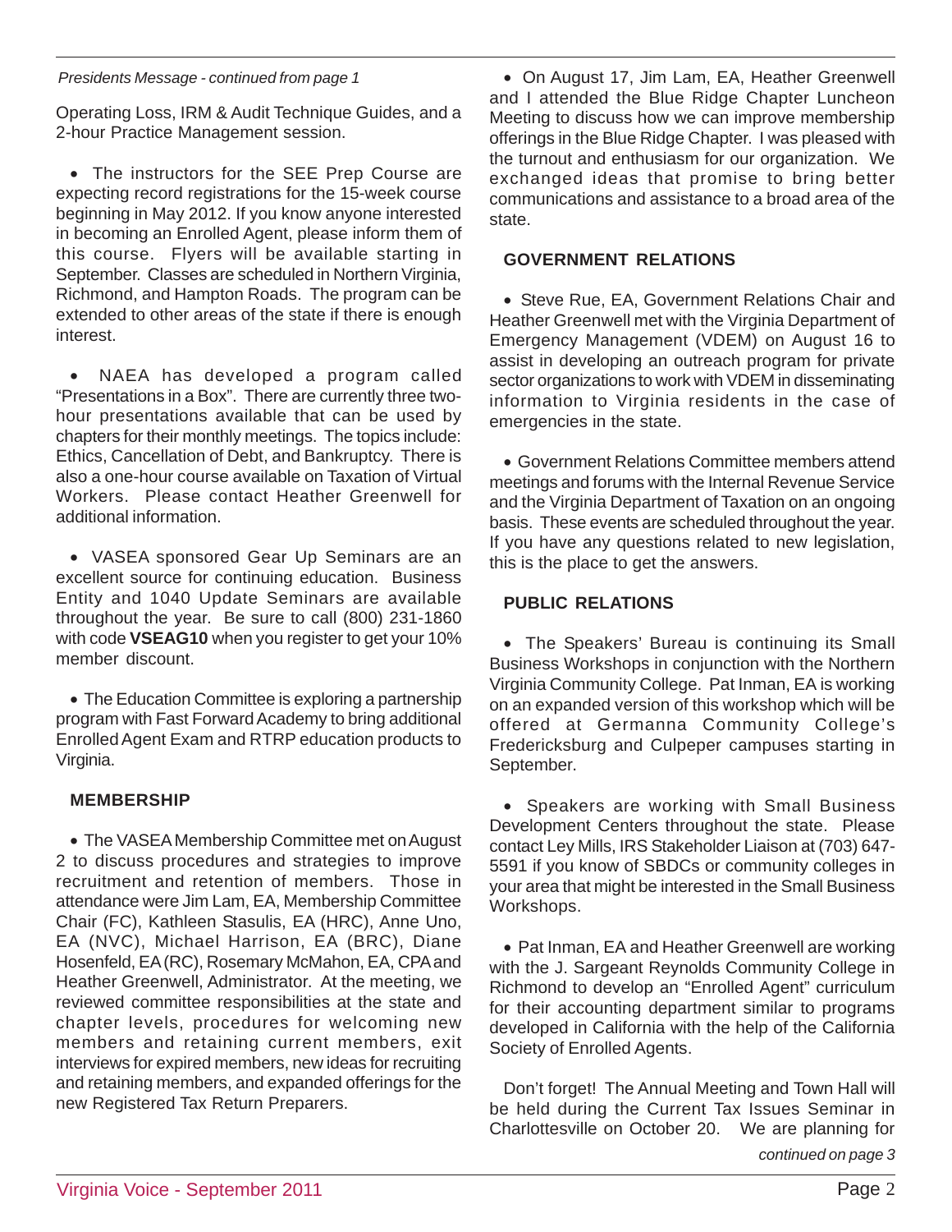*Presidents Message - continued from page 1*

Operating Loss, IRM & Audit Technique Guides, and a 2-hour Practice Management session.

- The instructors for the SEE Prep Course are expecting record registrations for the 15-week course beginning in May 2012. If you know anyone interested in becoming an Enrolled Agent, please inform them of this course. Flyers will be available starting in September. Classes are scheduled in Northern Virginia, Richmond, and Hampton Roads. The program can be extended to other areas of the state if there is enough interest.

- NAEA has developed a program called "Presentations in a Box". There are currently three two-hour presentations available that can be used by chapters for their monthly meetings. The topics include: Ethics, Cancellation of Debt, and Bankruptcy. There is also a one-hour course available on Taxation of Virtual Workers. Please contact Heather Greenwell for additional information.

- VASEA sponsored Gear Up Seminars are an excellent source for continuing education. Business Entity and 1040 Update Seminars are available throughout the year. Be sure to call (800) 231-1860 with code **VSEAG10** when you register to get your 10% member discount.

- The Education Committee is exploring a partnership program with Fast Forward Academy to bring additional Enrolled Agent Exam and RTRP education products to Virginia.

**MEMBERSHIP**

- The VASEA Membership Committee met on August 2 to discuss procedures and strategies to improve recruitment and retention of members. Those in attendance were Jim Lam, EA, Membership Committee Chair (FC), Kathleen Stasulis, EA (HRC), Anne Uno, EA (NVC), Michael Harrison, EA (BRC), Diane Hosenfeld, EA (RC), Rosemary McMahon, EA, CPA and Heather Greenwell, Administrator. At the meeting, we reviewed committee responsibilities at the state and chapter levels, procedures for welcoming new members and retaining current members, exit interviews for expired members, new ideas for recruiting and retaining members, and expanded offerings for the new Registered Tax Return Preparers.

- On August 17, Jim Lam, EA, Heather Greenwell and I attended the Blue Ridge Chapter Luncheon Meeting to discuss how we can improve membership offerings in the Blue Ridge Chapter. I was pleased with the turnout and enthusiasm for our organization. We exchanged ideas that promise to bring better communications and assistance to a broad area of the state.

**GOVERNMENT RELATIONS**

- Steve Rue, EA, Government Relations Chair and Heather Greenwell met with the Virginia Department of Emergency Management (VDEM) on August 16 to assist in developing an outreach program for private sector organizations to work with VDEM in disseminating information to Virginia residents in the case of emergencies in the state.

- Government Relations Committee members attend meetings and forums with the Internal Revenue Service and the Virginia Department of Taxation on an ongoing basis. These events are scheduled throughout the year. If you have any questions related to new legislation, this is the place to get the answers.

**PUBLIC RELATIONS**

- The Speakers' Bureau is continuing its Small Business Workshops in conjunction with the Northern Virginia Community College. Pat Inman, EA is working on an expanded version of this workshop which will be offered at Germanna Community College's Fredericksburg and Culpeper campuses starting in September.

- Speakers are working with Small Business Development Centers throughout the state. Please contact Ley Mills, IRS Stakeholder Liaison at (703) 647-5591 if you know of SBDCs or community colleges in your area that might be interested in the Small Business Workshops.

- Pat Inman, EA and Heather Greenwell are working with the J. Sargeant Reynolds Community College in Richmond to develop an "Enrolled Agent" curriculum for their accounting department similar to programs developed in California with the help of the California Society of Enrolled Agents.

Don't forget! The Annual Meeting and Town Hall will be held during the Current Tax Issues Seminar in Charlottesville on October 20. We are planning for

*continued on page 3*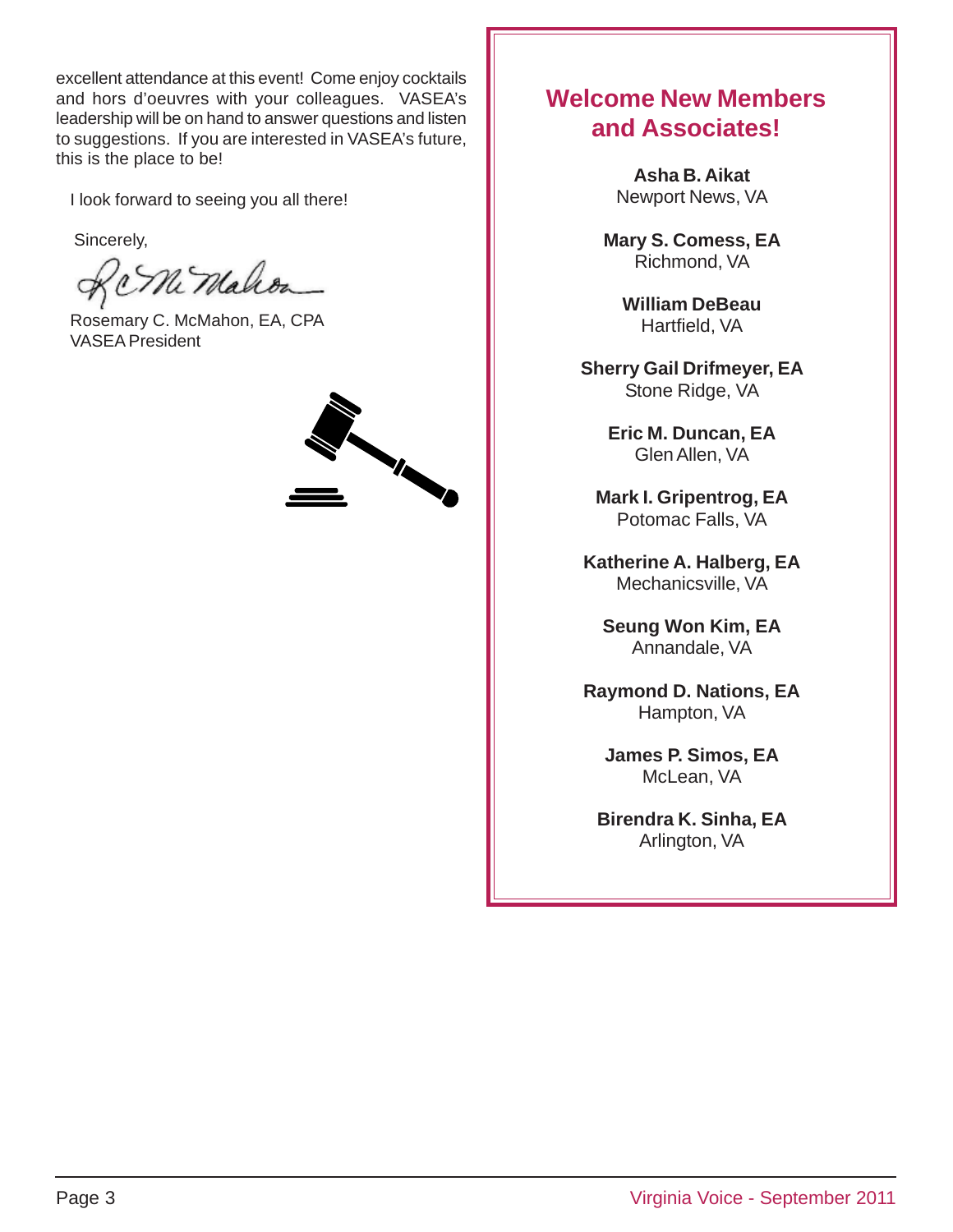excellent attendance at this event! Come enjoy cocktails and hors d'oeuvres with your colleagues. VASEA's leadership will be on hand to answer questions and listen to suggestions. If you are interested in VASEA's future, this is the place to be!

I look forward to seeing you all there!

Sincerely,

Rosemary C. McMahon, EA, CPA
VASEA President

## Welcome New Members and Associates!

**Asha B. Aikat**
Newport News, VA

**Mary S. Comess, EA**
Richmond, VA

**William DeBeau**
Hartfield, VA

**Sherry Gail Drifmeyer, EA**
Stone Ridge, VA

**Eric M. Duncan, EA**
Glen Allen, VA

**Mark I. Gripentrog, EA**
Potomac Falls, VA

**Katherine A. Halberg, EA**
Mechanicsville, VA

**Seung Won Kim, EA**
Annandale, VA

**Raymond D. Nations, EA**
Hampton, VA

**James P. Simos, EA**
McLean, VA

**Birendra K. Sinha, EA**
Arlington, VA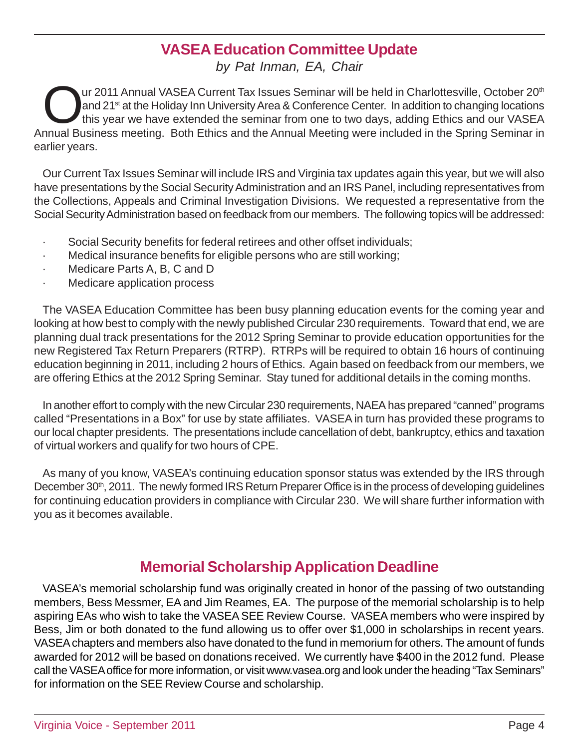## VASEA Education Committee Update

*by Pat Inman, EA, Chair*

Our 2011 Annual VASEA Current Tax Issues Seminar will be held in Charlottesville, October 20th and 21st at the Holiday Inn University Area & Conference Center. In addition to changing locations this year we have extended the seminar from one to two days, adding Ethics and our VASEA Annual Business meeting. Both Ethics and the Annual Meeting were included in the Spring Seminar in earlier years.

Our Current Tax Issues Seminar will include IRS and Virginia tax updates again this year, but we will also have presentations by the Social Security Administration and an IRS Panel, including representatives from the Collections, Appeals and Criminal Investigation Divisions. We requested a representative from the Social Security Administration based on feedback from our members. The following topics will be addressed:

- Social Security benefits for federal retirees and other offset individuals;
- Medical insurance benefits for eligible persons who are still working;
- Medicare Parts A, B, C and D
- Medicare application process

The VASEA Education Committee has been busy planning education events for the coming year and looking at how best to comply with the newly published Circular 230 requirements. Toward that end, we are planning dual track presentations for the 2012 Spring Seminar to provide education opportunities for the new Registered Tax Return Preparers (RTRP). RTRPs will be required to obtain 16 hours of continuing education beginning in 2011, including 2 hours of Ethics. Again based on feedback from our members, we are offering Ethics at the 2012 Spring Seminar. Stay tuned for additional details in the coming months.

In another effort to comply with the new Circular 230 requirements, NAEA has prepared "canned" programs called "Presentations in a Box" for use by state affiliates. VASEA in turn has provided these programs to our local chapter presidents. The presentations include cancellation of debt, bankruptcy, ethics and taxation of virtual workers and qualify for two hours of CPE.

As many of you know, VASEA's continuing education sponsor status was extended by the IRS through December 30th, 2011. The newly formed IRS Return Preparer Office is in the process of developing guidelines for continuing education providers in compliance with Circular 230. We will share further information with you as it becomes available.

## Memorial Scholarship Application Deadline

VASEA's memorial scholarship fund was originally created in honor of the passing of two outstanding members, Bess Messmer, EA and Jim Reames, EA. The purpose of the memorial scholarship is to help aspiring EAs who wish to take the VASEA SEE Review Course. VASEA members who were inspired by Bess, Jim or both donated to the fund allowing us to offer over $1,000 in scholarships in recent years. VASEA chapters and members also have donated to the fund in memorium for others. The amount of funds awarded for 2012 will be based on donations received. We currently have $400 in the 2012 fund. Please call the VASEA office for more information, or visit www.vasea.org and look under the heading "Tax Seminars" for information on the SEE Review Course and scholarship.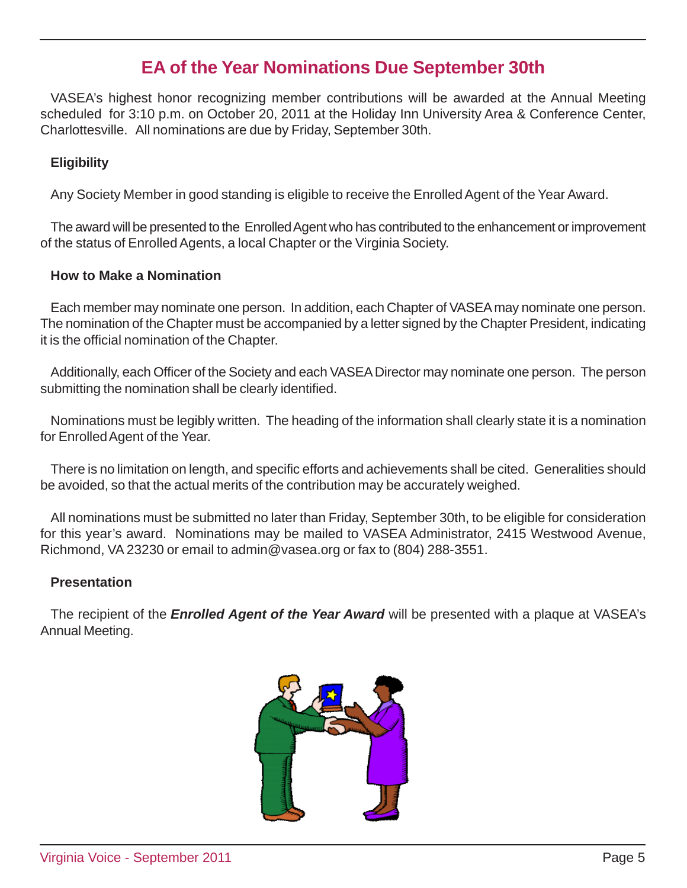# EA of the Year Nominations Due September 30th

VASEA's highest honor recognizing member contributions will be awarded at the Annual Meeting scheduled for 3:10 p.m. on October 20, 2011 at the Holiday Inn University Area & Conference Center, Charlottesville. All nominations are due by Friday, September 30th.

**Eligibility**

Any Society Member in good standing is eligible to receive the Enrolled Agent of the Year Award.

The award will be presented to the Enrolled Agent who has contributed to the enhancement or improvement of the status of Enrolled Agents, a local Chapter or the Virginia Society.

**How to Make a Nomination**

Each member may nominate one person. In addition, each Chapter of VASEA may nominate one person. The nomination of the Chapter must be accompanied by a letter signed by the Chapter President, indicating it is the official nomination of the Chapter.

Additionally, each Officer of the Society and each VASEA Director may nominate one person. The person submitting the nomination shall be clearly identified.

Nominations must be legibly written. The heading of the information shall clearly state it is a nomination for Enrolled Agent of the Year.

There is no limitation on length, and specific efforts and achievements shall be cited. Generalities should be avoided, so that the actual merits of the contribution may be accurately weighed.

All nominations must be submitted no later than Friday, September 30th, to be eligible for consideration for this year's award. Nominations may be mailed to VASEA Administrator, 2415 Westwood Avenue, Richmond, VA 23230 or email to admin@vasea.org or fax to (804) 288-3551.

**Presentation**

The recipient of the ***Enrolled Agent of the Year Award*** will be presented with a plaque at VASEA's Annual Meeting.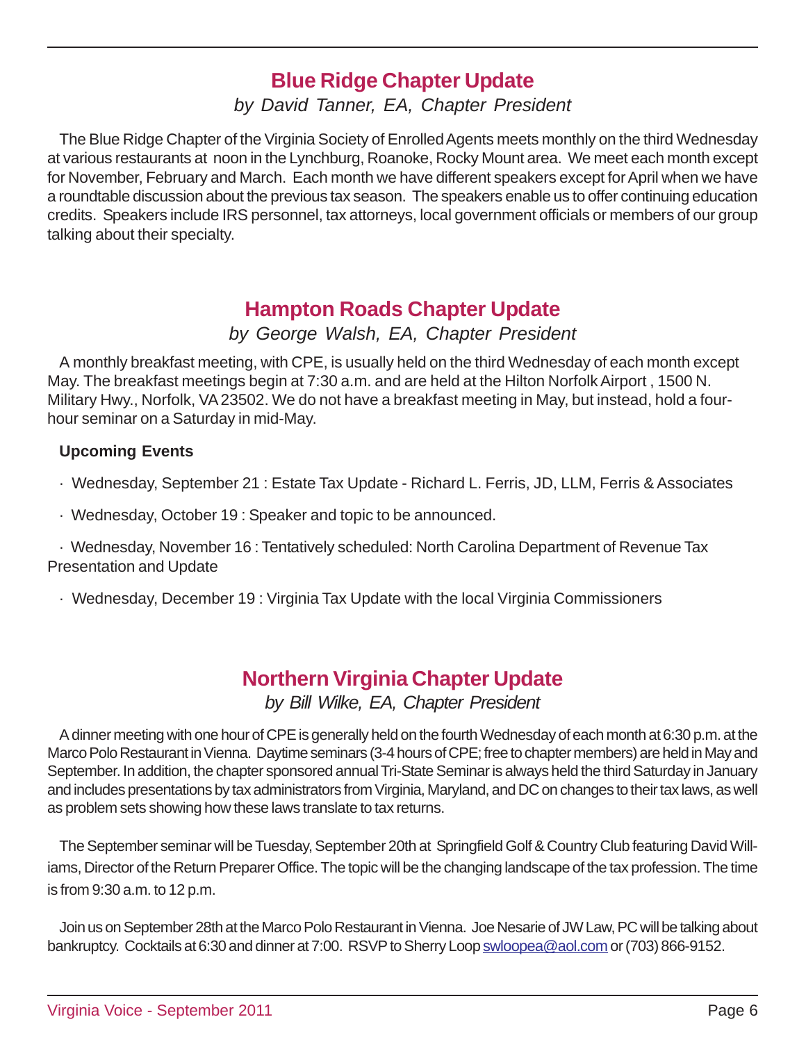## Blue Ridge Chapter Update

*by David Tanner, EA, Chapter President*

The Blue Ridge Chapter of the Virginia Society of Enrolled Agents meets monthly on the third Wednesday at various restaurants at noon in the Lynchburg, Roanoke, Rocky Mount area. We meet each month except for November, February and March. Each month we have different speakers except for April when we have a roundtable discussion about the previous tax season. The speakers enable us to offer continuing education credits. Speakers include IRS personnel, tax attorneys, local government officials or members of our group talking about their specialty.

## Hampton Roads Chapter Update

*by George Walsh, EA, Chapter President*

A monthly breakfast meeting, with CPE, is usually held on the third Wednesday of each month except May. The breakfast meetings begin at 7:30 a.m. and are held at the Hilton Norfolk Airport , 1500 N. Military Hwy., Norfolk, VA 23502. We do not have a breakfast meeting in May, but instead, hold a four-hour seminar on a Saturday in mid-May.

**Upcoming Events**

- Wednesday, September 21 : Estate Tax Update - Richard L. Ferris, JD, LLM, Ferris & Associates
- Wednesday, October 19 : Speaker and topic to be announced.
- Wednesday, November 16 : Tentatively scheduled: North Carolina Department of Revenue Tax Presentation and Update
- Wednesday, December 19 : Virginia Tax Update with the local Virginia Commissioners

## Northern Virginia Chapter Update

*by Bill Wilke, EA, Chapter President*

A dinner meeting with one hour of CPE is generally held on the fourth Wednesday of each month at 6:30 p.m. at the Marco Polo Restaurant in Vienna. Daytime seminars (3-4 hours of CPE; free to chapter members) are held in May and September. In addition, the chapter sponsored annual Tri-State Seminar is always held the third Saturday in January and includes presentations by tax administrators from Virginia, Maryland, and DC on changes to their tax laws, as well as problem sets showing how these laws translate to tax returns.

The September seminar will be Tuesday, September 20th at Springfield Golf & Country Club featuring David Williams, Director of the Return Preparer Office. The topic will be the changing landscape of the tax profession. The time is from 9:30 a.m. to 12 p.m.

Join us on September 28th at the Marco Polo Restaurant in Vienna. Joe Nesarie of JW Law, PC will be talking about bankruptcy. Cocktails at 6:30 and dinner at 7:00. RSVP to Sherry Loop swloopea@aol.com or (703) 866-9152.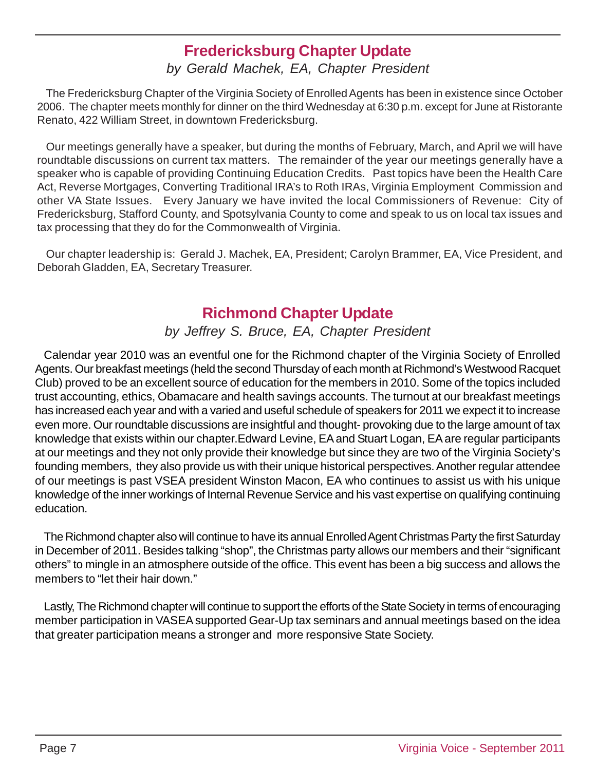## Fredericksburg Chapter Update

*by Gerald Machek, EA, Chapter President*

The Fredericksburg Chapter of the Virginia Society of Enrolled Agents has been in existence since October 2006. The chapter meets monthly for dinner on the third Wednesday at 6:30 p.m. except for June at Ristorante Renato, 422 William Street, in downtown Fredericksburg.

Our meetings generally have a speaker, but during the months of February, March, and April we will have roundtable discussions on current tax matters. The remainder of the year our meetings generally have a speaker who is capable of providing Continuing Education Credits. Past topics have been the Health Care Act, Reverse Mortgages, Converting Traditional IRA's to Roth IRAs, Virginia Employment Commission and other VA State Issues. Every January we have invited the local Commissioners of Revenue: City of Fredericksburg, Stafford County, and Spotsylvania County to come and speak to us on local tax issues and tax processing that they do for the Commonwealth of Virginia.

Our chapter leadership is: Gerald J. Machek, EA, President; Carolyn Brammer, EA, Vice President, and Deborah Gladden, EA, Secretary Treasurer.

## Richmond Chapter Update

*by Jeffrey S. Bruce, EA, Chapter President*

Calendar year 2010 was an eventful one for the Richmond chapter of the Virginia Society of Enrolled Agents. Our breakfast meetings (held the second Thursday of each month at Richmond's Westwood Racquet Club) proved to be an excellent source of education for the members in 2010. Some of the topics included trust accounting, ethics, Obamacare and health savings accounts. The turnout at our breakfast meetings has increased each year and with a varied and useful schedule of speakers for 2011 we expect it to increase even more. Our roundtable discussions are insightful and thought- provoking due to the large amount of tax knowledge that exists within our chapter.Edward Levine, EA and Stuart Logan, EA are regular participants at our meetings and they not only provide their knowledge but since they are two of the Virginia Society's founding members, they also provide us with their unique historical perspectives. Another regular attendee of our meetings is past VSEA president Winston Macon, EA who continues to assist us with his unique knowledge of the inner workings of Internal Revenue Service and his vast expertise on qualifying continuing education.

The Richmond chapter also will continue to have its annual Enrolled Agent Christmas Party the first Saturday in December of 2011. Besides talking "shop", the Christmas party allows our members and their "significant others" to mingle in an atmosphere outside of the office. This event has been a big success and allows the members to "let their hair down."

Lastly, The Richmond chapter will continue to support the efforts of the State Society in terms of encouraging member participation in VASEA supported Gear-Up tax seminars and annual meetings based on the idea that greater participation means a stronger and more responsive State Society.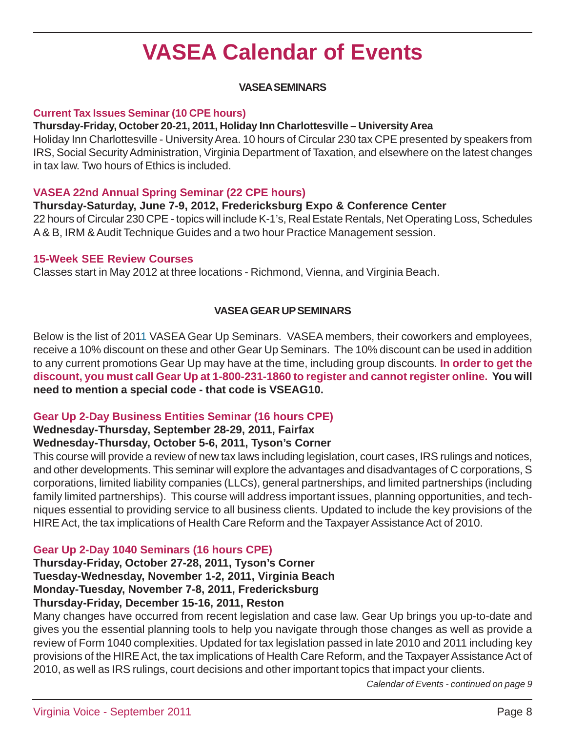# VASEA Calendar of Events

**VASEA SEMINARS**

### Current Tax Issues Seminar (10 CPE hours)

**Thursday-Friday, October 20-21, 2011, Holiday Inn Charlottesville – University Area**

Holiday Inn Charlottesville - University Area. 10 hours of Circular 230 tax CPE presented by speakers from IRS, Social Security Administration, Virginia Department of Taxation, and elsewhere on the latest changes in tax law. Two hours of Ethics is included.

### VASEA 22nd Annual Spring Seminar (22 CPE hours)

**Thursday-Saturday, June 7-9, 2012, Fredericksburg Expo & Conference Center**

22 hours of Circular 230 CPE - topics will include K-1's, Real Estate Rentals, Net Operating Loss, Schedules A & B, IRM & Audit Technique Guides and a two hour Practice Management session.

### 15-Week SEE Review Courses

Classes start in May 2012 at three locations - Richmond, Vienna, and Virginia Beach.

**VASEA GEAR UP SEMINARS**

Below is the list of 2011 VASEA Gear Up Seminars. VASEA members, their coworkers and employees, receive a 10% discount on these and other Gear Up Seminars. The 10% discount can be used in addition to any current promotions Gear Up may have at the time, including group discounts. **In order to get the discount, you must call Gear Up at 1-800-231-1860 to register and cannot register online. You will need to mention a special code - that code is VSEAG10.**

### Gear Up 2-Day Business Entities Seminar (16 hours CPE)

**Wednesday-Thursday, September 28-29, 2011, Fairfax**
**Wednesday-Thursday, October 5-6, 2011, Tyson's Corner**

This course will provide a review of new tax laws including legislation, court cases, IRS rulings and notices, and other developments. This seminar will explore the advantages and disadvantages of C corporations, S corporations, limited liability companies (LLCs), general partnerships, and limited partnerships (including family limited partnerships). This course will address important issues, planning opportunities, and techniques essential to providing service to all business clients. Updated to include the key provisions of the HIRE Act, the tax implications of Health Care Reform and the Taxpayer Assistance Act of 2010.

### Gear Up 2-Day 1040 Seminars (16 hours CPE)

**Thursday-Friday, October 27-28, 2011, Tyson's Corner**
**Tuesday-Wednesday, November 1-2, 2011, Virginia Beach**
**Monday-Tuesday, November 7-8, 2011, Fredericksburg**
**Thursday-Friday, December 15-16, 2011, Reston**

Many changes have occurred from recent legislation and case law. Gear Up brings you up-to-date and gives you the essential planning tools to help you navigate through those changes as well as provide a review of Form 1040 complexities. Updated for tax legislation passed in late 2010 and 2011 including key provisions of the HIRE Act, the tax implications of Health Care Reform, and the Taxpayer Assistance Act of 2010, as well as IRS rulings, court decisions and other important topics that impact your clients.

*Calendar of Events - continued on page 9*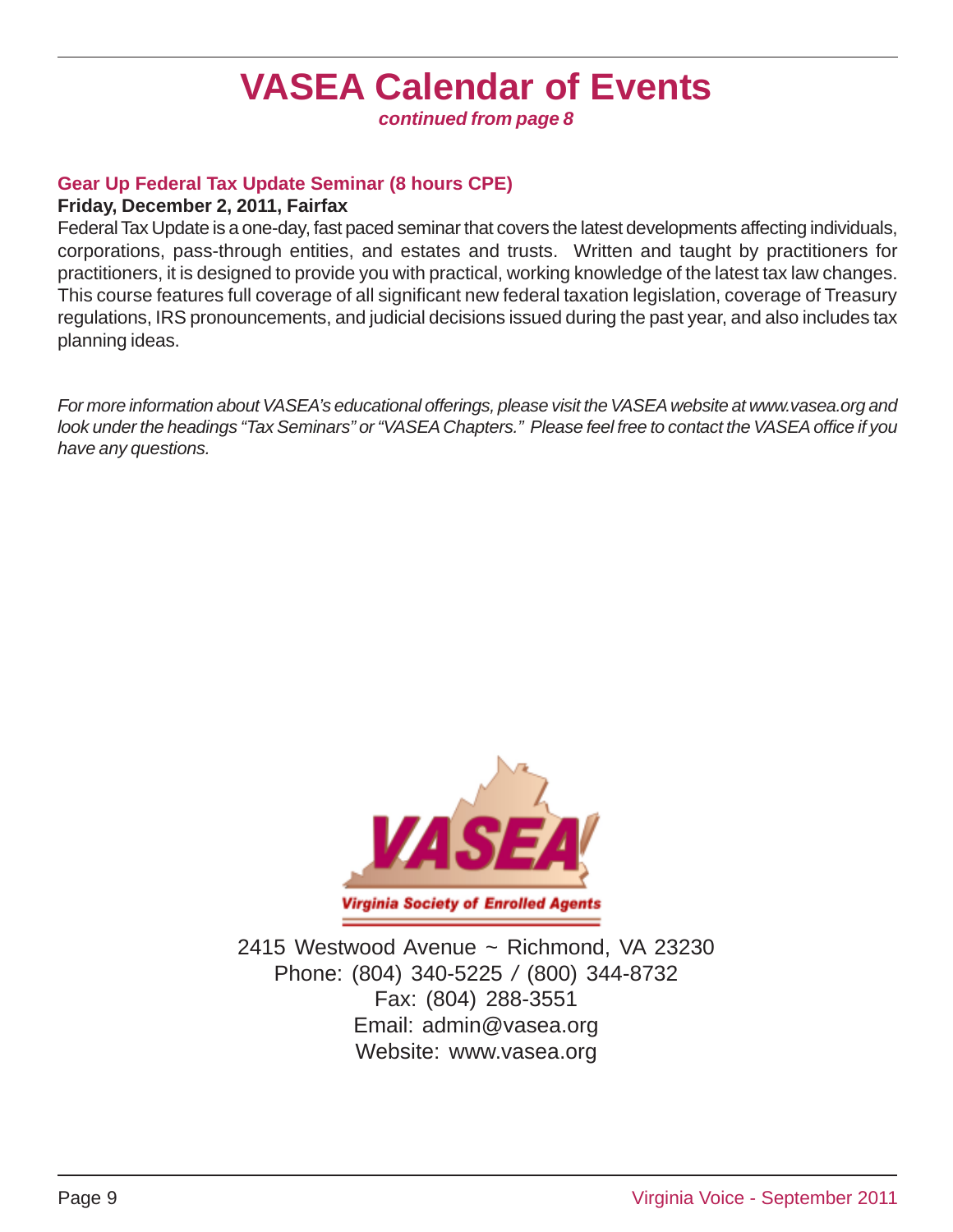# VASEA Calendar of Events

***continued from page 8***

### Gear Up Federal Tax Update Seminar (8 hours CPE)

**Friday, December 2, 2011, Fairfax**

Federal Tax Update is a one-day, fast paced seminar that covers the latest developments affecting individuals, corporations, pass-through entities, and estates and trusts. Written and taught by practitioners for practitioners, it is designed to provide you with practical, working knowledge of the latest tax law changes. This course features full coverage of all significant new federal taxation legislation, coverage of Treasury regulations, IRS pronouncements, and judicial decisions issued during the past year, and also includes tax planning ideas.

*For more information about VASEA's educational offerings, please visit the VASEA website at www.vasea.org and look under the headings "Tax Seminars" or "VASEA Chapters." Please feel free to contact the VASEA office if you have any questions.*

VASEA

Virginia Society of Enrolled Agents

2415 Westwood Avenue ~ Richmond, VA 23230
Phone: (804) 340-5225 / (800) 344-8732
Fax: (804) 288-3551
Email: admin@vasea.org
Website: www.vasea.org